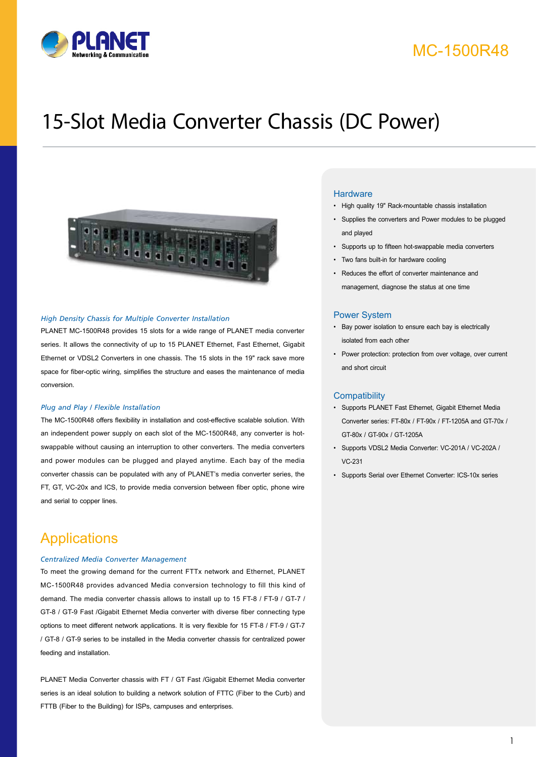MC-1500R48

# 15-Slot Media Converter Chassis (DC Power)

### *High Density Chassis for Multiple Converter Installation*

PLANET MC-1500R48 provides 15 slots for a wide range of PLANET media converter series. It allows the connectivity of up to 15 PLANET Ethernet, Fast Ethernet, Gigabit Ethernet or VDSL2 Converters in one chassis. The 15 slots in the 19" rack save more space for fiber-optic wiring, simplifies the structure and eases the maintenance of media conversion.

### *Plug and Play / Flexible Installation*

The MC-1500R48 offers flexibility in installation and cost-effective scalable solution. With an independent power supply on each slot of the MC-1500R48, any converter is hot-swappable without causing an interruption to other converters. The media converters and power modules can be plugged and played anytime. Each bay of the media converter chassis can be populated with any of PLANET's media converter series, the FT, GT, VC-20x and ICS, to provide media conversion between fiber optic, phone wire and serial to copper lines.

## Applications

### *Centralized Media Converter Management*

To meet the growing demand for the current FTTx network and Ethernet, PLANET MC-1500R48 provides advanced Media conversion technology to fill this kind of demand. The media converter chassis allows to install up to 15 FT-8 / FT-9 / GT-7 / GT-8 / GT-9 Fast /Gigabit Ethernet Media converter with diverse fiber connecting type options to meet different network applications. It is very flexible for 15 FT-8 / FT-9 / GT-7 / GT-8 / GT-9 series to be installed in the Media converter chassis for centralized power feeding and installation.

PLANET Media Converter chassis with FT / GT Fast /Gigabit Ethernet Media converter series is an ideal solution to building a network solution of FTTC (Fiber to the Curb) and FTTB (Fiber to the Building) for ISPs, campuses and enterprises.

### Hardware

- High quality 19" Rack-mountable chassis installation
- Supplies the converters and Power modules to be plugged and played
- Supports up to fifteen hot-swappable media converters
- Two fans built-in for hardware cooling
- Reduces the effort of converter maintenance and management, diagnose the status at one time

### Power System

- Bay power isolation to ensure each bay is electrically isolated from each other
- Power protection: protection from over voltage, over current and short circuit

### Compatibility

- Supports PLANET Fast Ethernet, Gigabit Ethernet Media Converter series: FT-80x / FT-90x / FT-1205A and GT-70x / GT-80x / GT-90x / GT-1205A
- Supports VDSL2 Media Converter: VC-201A / VC-202A / VC-231
- Supports Serial over Ethernet Converter: ICS-10x series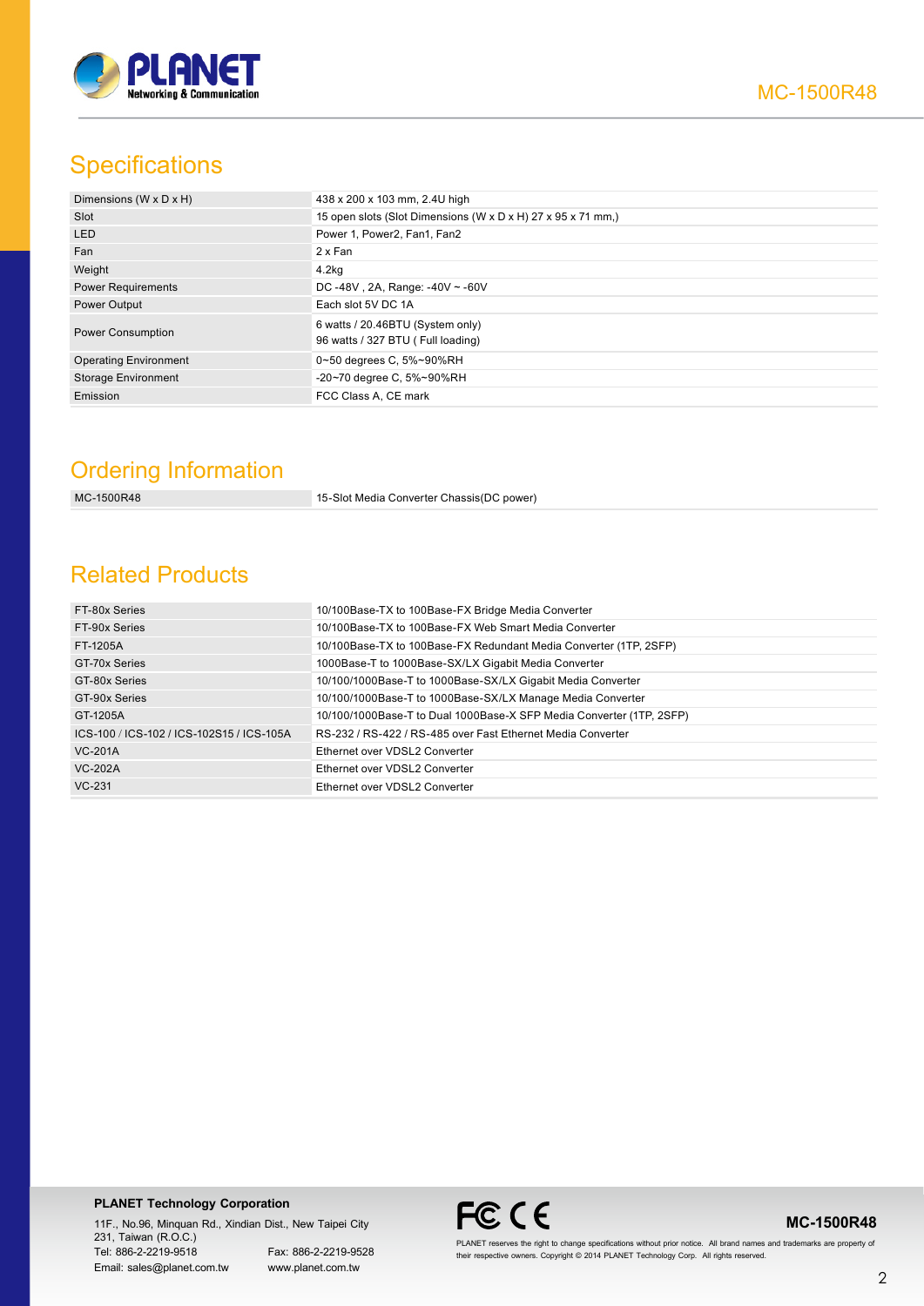## Specifications

| | |
|---|---|
| Dimensions (W x D x H) | 438 x 200 x 103 mm, 2.4U high |
| Slot | 15 open slots (Slot Dimensions (W x D x H) 27 x 95 x 71 mm,) |
| LED | Power 1, Power2, Fan1, Fan2 |
| Fan | 2 x Fan |
| Weight | 4.2kg |
| Power Requirements | DC -48V , 2A, Range: -40V ~ -60V |
| Power Output | Each slot 5V DC 1A |
| Power Consumption | 6 watts / 20.46BTU (System only)<br>96 watts / 327 BTU ( Full loading) |
| Operating Environment | 0~50 degrees C, 5%~90%RH |
| Storage Environment | -20~70 degree C, 5%~90%RH |
| Emission | FCC Class A, CE mark |

## Ordering Information

| | |
|---|---|
| MC-1500R48 | 15-Slot Media Converter Chassis(DC power) |

## Related Products

| | |
|---|---|
| FT-80x Series | 10/100Base-TX to 100Base-FX Bridge Media Converter |
| FT-90x Series | 10/100Base-TX to 100Base-FX Web Smart Media Converter |
| FT-1205A | 10/100Base-TX to 100Base-FX Redundant Media Converter (1TP, 2SFP) |
| GT-70x Series | 1000Base-T to 1000Base-SX/LX Gigabit Media Converter |
| GT-80x Series | 10/100/1000Base-T to 1000Base-SX/LX Gigabit Media Converter |
| GT-90x Series | 10/100/1000Base-T to 1000Base-SX/LX Manage Media Converter |
| GT-1205A | 10/100/1000Base-T to Dual 1000Base-X SFP Media Converter (1TP, 2SFP) |
| ICS-100 / ICS-102 / ICS-102S15 / ICS-105A | RS-232 / RS-422 / RS-485 over Fast Ethernet Media Converter |
| VC-201A | Ethernet over VDSL2 Converter |
| VC-202A | Ethernet over VDSL2 Converter |
| VC-231 | Ethernet over VDSL2 Converter |

**PLANET Technology Corporation**

11F., No.96, Minquan Rd., Xindian Dist., New Taipei City 231, Taiwan (R.O.C.)
Tel: 886-2-2219-9518 Fax: 886-2-2219-9528
Email: sales@planet.com.tw www.planet.com.tw

**MC-1500R48**

PLANET reserves the right to change specifications without prior notice. All brand names and trademarks are property of their respective owners. Copyright © 2014 PLANET Technology Corp. All rights reserved.